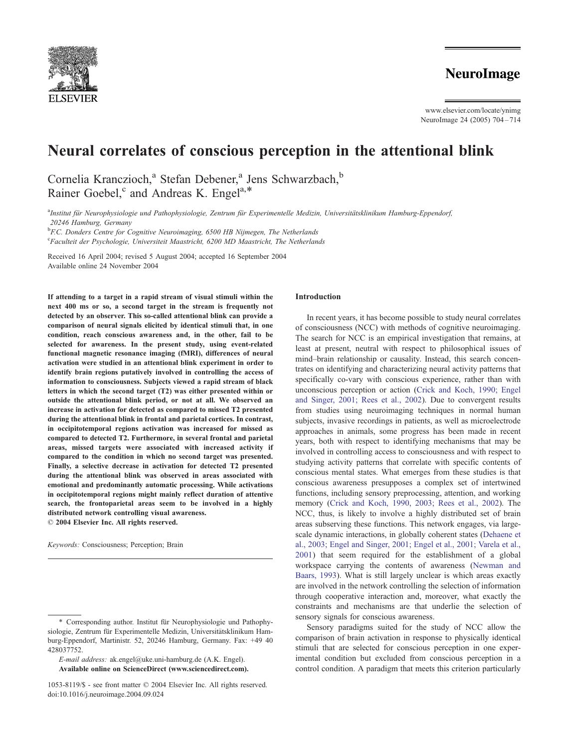# Neural correlates of conscious perception in the attentional blink

Cornelia Kranczioch,[a] Stefan Debener,[a] Jens Schwarzbach,[b] Rainer Goebel,[c] and Andreas K. Engel[a,*]

[a]Institut für Neurophysiologie und Pathophysiologie, Zentrum für Experimentelle Medizin, Universitätsklinikum Hamburg-Eppendorf, 20246 Hamburg, Germany

[b]F.C. Donders Centre for Cognitive Neuroimaging, 6500 HB Nijmegen, The Netherlands

[c]Faculteit der Psychologie, Universiteit Maastricht, 6200 MD Maastricht, The Netherlands

Received 16 April 2004; revised 5 August 2004; accepted 16 September 2004

Available online 24 November 2004

**If attending to a target in a rapid stream of visual stimuli within the next 400 ms or so, a second target in the stream is frequently not detected by an observer. This so-called attentional blink can provide a comparison of neural signals elicited by identical stimuli that, in one condition, reach conscious awareness and, in the other, fail to be selected for awareness. In the present study, using event-related functional magnetic resonance imaging (fMRI), differences of neural activation were studied in an attentional blink experiment in order to identify brain regions putatively involved in controlling the access of information to consciousness. Subjects viewed a rapid stream of black letters in which the second target (T2) was either presented within or outside the attentional blink period, or not at all. We observed an increase in activation for detected as compared to missed T2 presented during the attentional blink in frontal and parietal cortices. In contrast, in occipitotemporal regions activation was increased for missed as compared to detected T2. Furthermore, in several frontal and parietal areas, missed targets were associated with increased activity if compared to the condition in which no second target was presented. Finally, a selective decrease in activation for detected T2 presented during the attentional blink was observed in areas associated with emotional and predominantly automatic processing. While activations in occipitotemporal regions might mainly reflect duration of attentive search, the frontoparietal areas seem to be involved in a highly distributed network controlling visual awareness.**

**© 2004 Elsevier Inc. All rights reserved.**

*Keywords:* Consciousness; Perception; Brain

\* Corresponding author. Institut für Neurophysiologie und Pathophysiologie, Zentrum für Experimentelle Medizin, Universitätsklinikum Hamburg-Eppendorf, Martinistr. 52, 20246 Hamburg, Germany. Fax: +49 40 428037752.

*E-mail address:* ak.engel@uke.uni-hamburg.de (A.K. Engel).

**Available online on ScienceDirect (www.sciencedirect.com).**

1053-8119/$ - see front matter © 2004 Elsevier Inc. All rights reserved.
doi:10.1016/j.neuroimage.2004.09.024

## Introduction

In recent years, it has become possible to study neural correlates of consciousness (NCC) with methods of cognitive neuroimaging. The search for NCC is an empirical investigation that remains, at least at present, neutral with respect to philosophical issues of mind–brain relationship or causality. Instead, this search concentrates on identifying and characterizing neural activity patterns that specifically co-vary with conscious experience, rather than with unconscious perception or action (Crick and Koch, 1990; Engel and Singer, 2001; Rees et al., 2002). Due to convergent results from studies using neuroimaging techniques in normal human subjects, invasive recordings in patients, as well as microelectrode approaches in animals, some progress has been made in recent years, both with respect to identifying mechanisms that may be involved in controlling access to consciousness and with respect to studying activity patterns that correlate with specific contents of conscious mental states. What emerges from these studies is that conscious awareness presupposes a complex set of intertwined functions, including sensory preprocessing, attention, and working memory (Crick and Koch, 1990, 2003; Rees et al., 2002). The NCC, thus, is likely to involve a highly distributed set of brain areas subserving these functions. This network engages, via large-scale dynamic interactions, in globally coherent states (Dehaene et al., 2003; Engel and Singer, 2001; Engel et al., 2001; Varela et al., 2001) that seem required for the establishment of a global workspace carrying the contents of awareness (Newman and Baars, 1993). What is still largely unclear is which areas exactly are involved in the network controlling the selection of information through cooperative interaction and, moreover, what exactly the constraints and mechanisms are that underlie the selection of sensory signals for conscious awareness.

Sensory paradigms suited for the study of NCC allow the comparison of brain activation in response to physically identical stimuli that are selected for conscious perception in one experimental condition but excluded from conscious perception in a control condition. A paradigm that meets this criterion particularly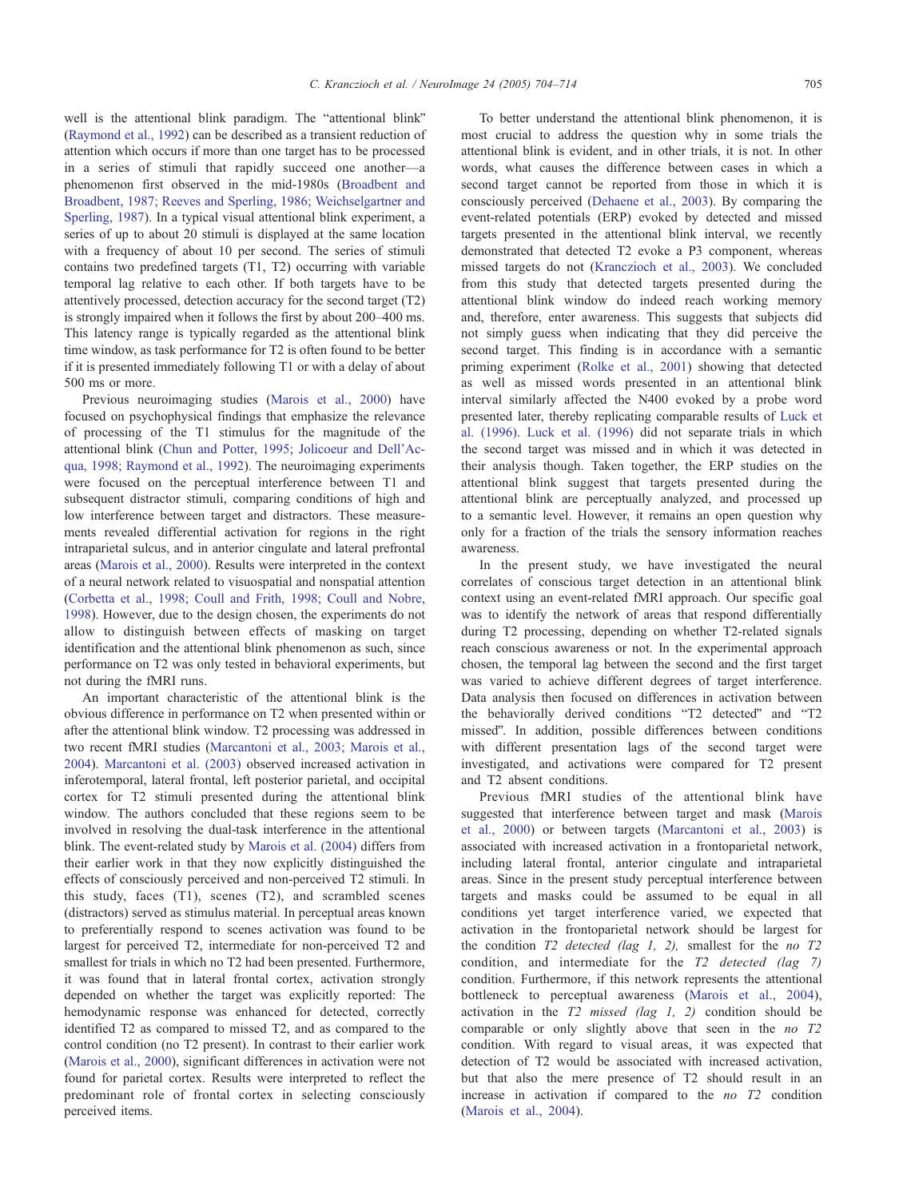well is the attentional blink paradigm. The "attentional blink" (Raymond et al., 1992) can be described as a transient reduction of attention which occurs if more than one target has to be processed in a series of stimuli that rapidly succeed one another—a phenomenon first observed in the mid-1980s (Broadbent and Broadbent, 1987; Reeves and Sperling, 1986; Weichselgartner and Sperling, 1987). In a typical visual attentional blink experiment, a series of up to about 20 stimuli is displayed at the same location with a frequency of about 10 per second. The series of stimuli contains two predefined targets (T1, T2) occurring with variable temporal lag relative to each other. If both targets have to be attentively processed, detection accuracy for the second target (T2) is strongly impaired when it follows the first by about 200–400 ms. This latency range is typically regarded as the attentional blink time window, as task performance for T2 is often found to be better if it is presented immediately following T1 or with a delay of about 500 ms or more.

Previous neuroimaging studies (Marois et al., 2000) have focused on psychophysical findings that emphasize the relevance of processing of the T1 stimulus for the magnitude of the attentional blink (Chun and Potter, 1995; Jolicoeur and Dell'Acqua, 1998; Raymond et al., 1992). The neuroimaging experiments were focused on the perceptual interference between T1 and subsequent distractor stimuli, comparing conditions of high and low interference between target and distractors. These measurements revealed differential activation for regions in the right intraparietal sulcus, and in anterior cingulate and lateral prefrontal areas (Marois et al., 2000). Results were interpreted in the context of a neural network related to visuospatial and nonspatial attention (Corbetta et al., 1998; Coull and Frith, 1998; Coull and Nobre, 1998). However, due to the design chosen, the experiments do not allow to distinguish between effects of masking on target identification and the attentional blink phenomenon as such, since performance on T2 was only tested in behavioral experiments, but not during the fMRI runs.

An important characteristic of the attentional blink is the obvious difference in performance on T2 when presented within or after the attentional blink window. T2 processing was addressed in two recent fMRI studies (Marcantoni et al., 2003; Marois et al., 2004). Marcantoni et al. (2003) observed increased activation in inferotemporal, lateral frontal, left posterior parietal, and occipital cortex for T2 stimuli presented during the attentional blink window. The authors concluded that these regions seem to be involved in resolving the dual-task interference in the attentional blink. The event-related study by Marois et al. (2004) differs from their earlier work in that they now explicitly distinguished the effects of consciously perceived and non-perceived T2 stimuli. In this study, faces (T1), scenes (T2), and scrambled scenes (distractors) served as stimulus material. In perceptual areas known to preferentially respond to scenes activation was found to be largest for perceived T2, intermediate for non-perceived T2 and smallest for trials in which no T2 had been presented. Furthermore, it was found that in lateral frontal cortex, activation strongly depended on whether the target was explicitly reported: The hemodynamic response was enhanced for detected, correctly identified T2 as compared to missed T2, and as compared to the control condition (no T2 present). In contrast to their earlier work (Marois et al., 2000), significant differences in activation were not found for parietal cortex. Results were interpreted to reflect the predominant role of frontal cortex in selecting consciously perceived items.

To better understand the attentional blink phenomenon, it is most crucial to address the question why in some trials the attentional blink is evident, and in other trials, it is not. In other words, what causes the difference between cases in which a second target cannot be reported from those in which it is consciously perceived (Dehaene et al., 2003). By comparing the event-related potentials (ERP) evoked by detected and missed targets presented in the attentional blink interval, we recently demonstrated that detected T2 evoke a P3 component, whereas missed targets do not (Kranczioch et al., 2003). We concluded from this study that detected targets presented during the attentional blink window do indeed reach working memory and, therefore, enter awareness. This suggests that subjects did not simply guess when indicating that they did perceive the second target. This finding is in accordance with a semantic priming experiment (Rolke et al., 2001) showing that detected as well as missed words presented in an attentional blink interval similarly affected the N400 evoked by a probe word presented later, thereby replicating comparable results of Luck et al. (1996). Luck et al. (1996) did not separate trials in which the second target was missed and in which it was detected in their analysis though. Taken together, the ERP studies on the attentional blink suggest that targets presented during the attentional blink are perceptually analyzed, and processed up to a semantic level. However, it remains an open question why only for a fraction of the trials the sensory information reaches awareness.

In the present study, we have investigated the neural correlates of conscious target detection in an attentional blink context using an event-related fMRI approach. Our specific goal was to identify the network of areas that respond differentially during T2 processing, depending on whether T2-related signals reach conscious awareness or not. In the experimental approach chosen, the temporal lag between the second and the first target was varied to achieve different degrees of target interference. Data analysis then focused on differences in activation between the behaviorally derived conditions "T2 detected" and "T2 missed". In addition, possible differences between conditions with different presentation lags of the second target were investigated, and activations were compared for T2 present and T2 absent conditions.

Previous fMRI studies of the attentional blink have suggested that interference between target and mask (Marois et al., 2000) or between targets (Marcantoni et al., 2003) is associated with increased activation in a frontoparietal network, including lateral frontal, anterior cingulate and intraparietal areas. Since in the present study perceptual interference between targets and masks could be assumed to be equal in all conditions yet target interference varied, we expected that activation in the frontoparietal network should be largest for the condition *T2 detected (lag 1, 2),* smallest for the *no T2* condition, and intermediate for the *T2 detected (lag 7)* condition. Furthermore, if this network represents the attentional bottleneck to perceptual awareness (Marois et al., 2004), activation in the *T2 missed (lag 1, 2)* condition should be comparable or only slightly above that seen in the *no T2* condition. With regard to visual areas, it was expected that detection of T2 would be associated with increased activation, but that also the mere presence of T2 should result in an increase in activation if compared to the *no T2* condition (Marois et al., 2004).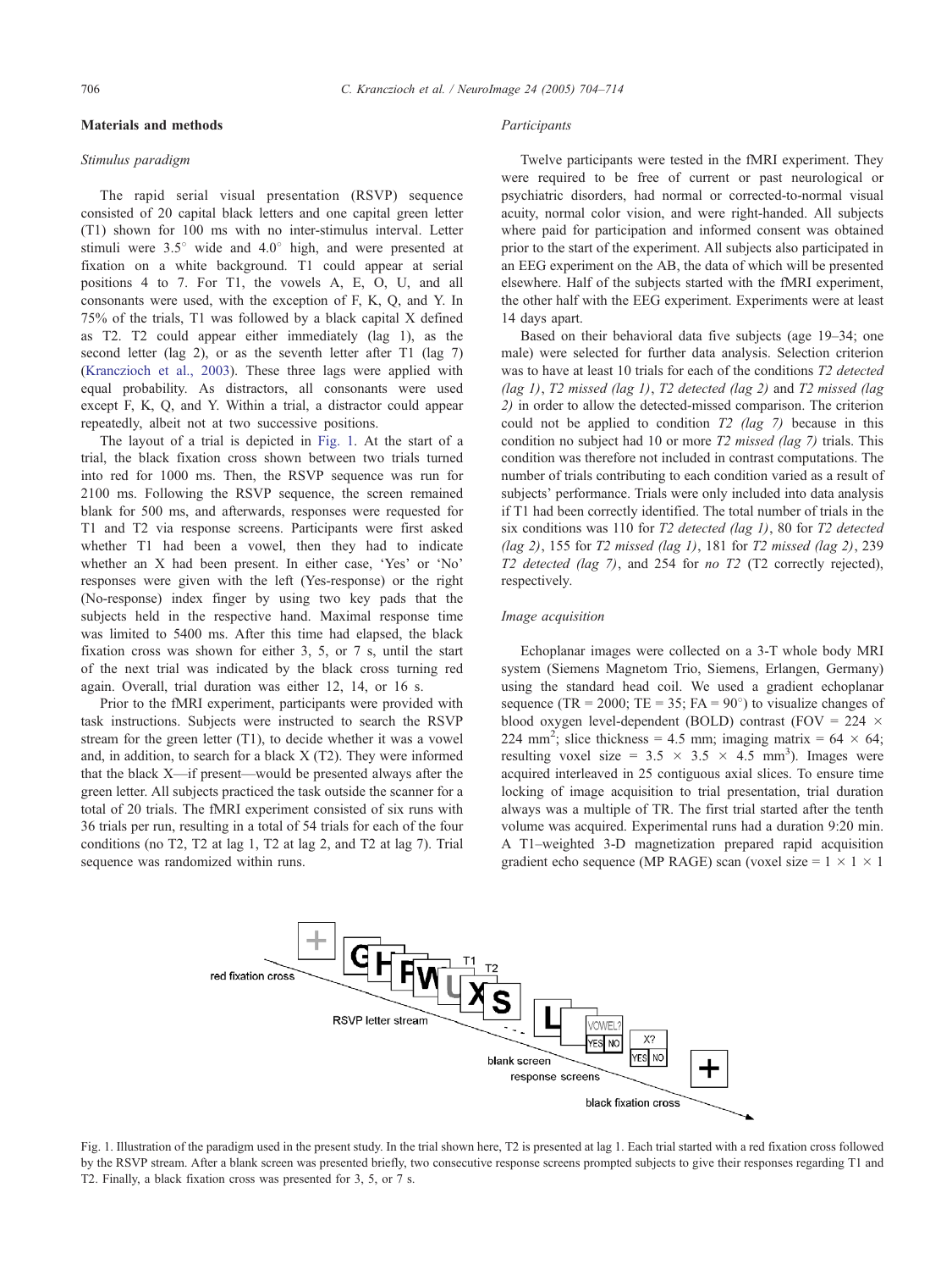## Materials and methods

### Stimulus paradigm

The rapid serial visual presentation (RSVP) sequence consisted of 20 capital black letters and one capital green letter (T1) shown for 100 ms with no inter-stimulus interval. Letter stimuli were 3.5° wide and 4.0° high, and were presented at fixation on a white background. T1 could appear at serial positions 4 to 7. For T1, the vowels A, E, O, U, and all consonants were used, with the exception of F, K, Q, and Y. In 75% of the trials, T1 was followed by a black capital X defined as T2. T2 could appear either immediately (lag 1), as the second letter (lag 2), or as the seventh letter after T1 (lag 7) (Kranczioch et al., 2003). These three lags were applied with equal probability. As distractors, all consonants were used except F, K, Q, and Y. Within a trial, a distractor could appear repeatedly, albeit not at two successive positions.

The layout of a trial is depicted in Fig. 1. At the start of a trial, the black fixation cross shown between two trials turned into red for 1000 ms. Then, the RSVP sequence was run for 2100 ms. Following the RSVP sequence, the screen remained blank for 500 ms, and afterwards, responses were requested for T1 and T2 via response screens. Participants were first asked whether T1 had been a vowel, then they had to indicate whether an X had been present. In either case, 'Yes' or 'No' responses were given with the left (Yes-response) or the right (No-response) index finger by using two key pads that the subjects held in the respective hand. Maximal response time was limited to 5400 ms. After this time had elapsed, the black fixation cross was shown for either 3, 5, or 7 s, until the start of the next trial was indicated by the black cross turning red again. Overall, trial duration was either 12, 14, or 16 s.

Prior to the fMRI experiment, participants were provided with task instructions. Subjects were instructed to search the RSVP stream for the green letter (T1), to decide whether it was a vowel and, in addition, to search for a black X (T2). They were informed that the black X—if present—would be presented always after the green letter. All subjects practiced the task outside the scanner for a total of 20 trials. The fMRI experiment consisted of six runs with 36 trials per run, resulting in a total of 54 trials for each of the four conditions (no T2, T2 at lag 1, T2 at lag 2, and T2 at lag 7). Trial sequence was randomized within runs.

### Participants

Twelve participants were tested in the fMRI experiment. They were required to be free of current or past neurological or psychiatric disorders, had normal or corrected-to-normal visual acuity, normal color vision, and were right-handed. All subjects where paid for participation and informed consent was obtained prior to the start of the experiment. All subjects also participated in an EEG experiment on the AB, the data of which will be presented elsewhere. Half of the subjects started with the fMRI experiment, the other half with the EEG experiment. Experiments were at least 14 days apart.

Based on their behavioral data five subjects (age 19–34; one male) were selected for further data analysis. Selection criterion was to have at least 10 trials for each of the conditions *T2 detected (lag 1)*, *T2 missed (lag 1)*, *T2 detected (lag 2)* and *T2 missed (lag 2)* in order to allow the detected-missed comparison. The criterion could not be applied to condition *T2 (lag 7)* because in this condition no subject had 10 or more *T2 missed (lag 7)* trials. This condition was therefore not included in contrast computations. The number of trials contributing to each condition varied as a result of subjects' performance. Trials were only included into data analysis if T1 had been correctly identified. The total number of trials in the six conditions was 110 for *T2 detected (lag 1)*, 80 for *T2 detected (lag 2)*, 155 for *T2 missed (lag 1)*, 181 for *T2 missed (lag 2)*, 239 *T2 detected (lag 7)*, and 254 for *no T2* (T2 correctly rejected), respectively.

### Image acquisition

Echoplanar images were collected on a 3-T whole body MRI system (Siemens Magnetom Trio, Siemens, Erlangen, Germany) using the standard head coil. We used a gradient echoplanar sequence (TR = 2000; TE = 35; FA = 90°) to visualize changes of blood oxygen level-dependent (BOLD) contrast (FOV = 224 × 224 mm$^2$; slice thickness = 4.5 mm; imaging matrix = 64 × 64; resulting voxel size = 3.5 × 3.5 × 4.5 mm$^3$). Images were acquired interleaved in 25 contiguous axial slices. To ensure time locking of image acquisition to trial presentation, trial duration always was a multiple of TR. The first trial started after the tenth volume was acquired. Experimental runs had a duration 9:20 min. A T1–weighted 3-D magnetization prepared rapid acquisition gradient echo sequence (MP RAGE) scan (voxel size = 1 × 1 × 1

Fig. 1. Illustration of the paradigm used in the present study. In the trial shown here, T2 is presented at lag 1. Each trial started with a red fixation cross followed by the RSVP stream. After a blank screen was presented briefly, two consecutive response screens prompted subjects to give their responses regarding T1 and T2. Finally, a black fixation cross was presented for 3, 5, or 7 s.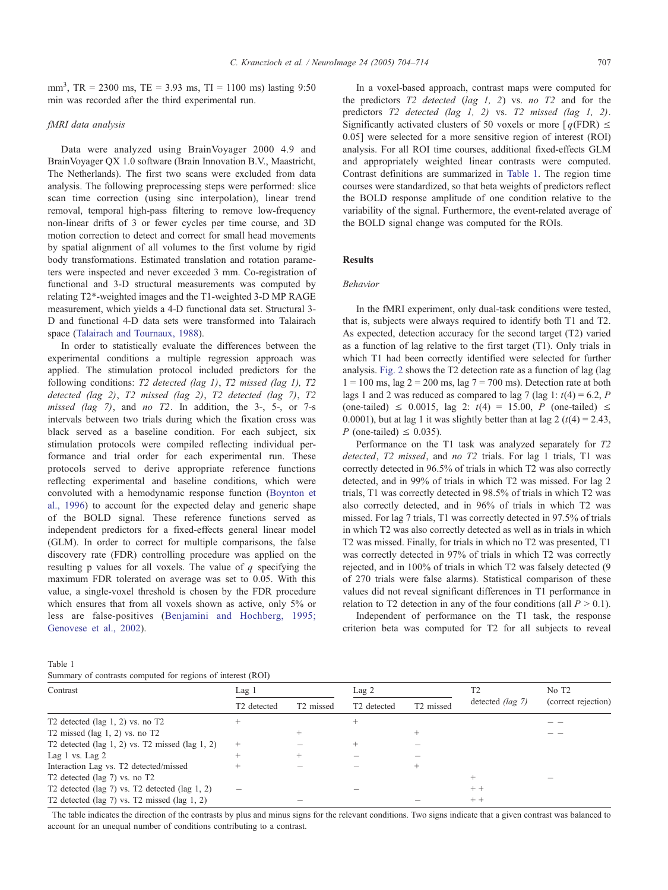mm$^3$, TR = 2300 ms, TE = 3.93 ms, TI = 1100 ms) lasting 9:50 min was recorded after the third experimental run.

### *fMRI data analysis*

Data were analyzed using BrainVoyager 2000 4.9 and BrainVoyager QX 1.0 software (Brain Innovation B.V., Maastricht, The Netherlands). The first two scans were excluded from data analysis. The following preprocessing steps were performed: slice scan time correction (using sinc interpolation), linear trend removal, temporal high-pass filtering to remove low-frequency non-linear drifts of 3 or fewer cycles per time course, and 3D motion correction to detect and correct for small head movements by spatial alignment of all volumes to the first volume by rigid body transformations. Estimated translation and rotation parameters were inspected and never exceeded 3 mm. Co-registration of functional and 3-D structural measurements was computed by relating T2*-weighted images and the T1-weighted 3-D MP RAGE measurement, which yields a 4-D functional data set. Structural 3-D and functional 4-D data sets were transformed into Talairach space (Talairach and Tournaux, 1988).

In order to statistically evaluate the differences between the experimental conditions a multiple regression approach was applied. The stimulation protocol included predictors for the following conditions: *T2 detected (lag 1)*, *T2 missed (lag 1), T2 detected (lag 2)*, *T2 missed (lag 2)*, *T2 detected (lag 7)*, *T2 missed (lag 7)*, and *no T2*. In addition, the 3-, 5-, or 7-s intervals between two trials during which the fixation cross was black served as a baseline condition. For each subject, six stimulation protocols were compiled reflecting individual performance and trial order for each experimental run. These protocols served to derive appropriate reference functions reflecting experimental and baseline conditions, which were convoluted with a hemodynamic response function (Boynton et al., 1996) to account for the expected delay and generic shape of the BOLD signal. These reference functions served as independent predictors for a fixed-effects general linear model (GLM). In order to correct for multiple comparisons, the false discovery rate (FDR) controlling procedure was applied on the resulting p values for all voxels. The value of *q* specifying the maximum FDR tolerated on average was set to 0.05. With this value, a single-voxel threshold is chosen by the FDR procedure which ensures that from all voxels shown as active, only 5% or less are false-positives (Benjamini and Hochberg, 1995; Genovese et al., 2002).

In a voxel-based approach, contrast maps were computed for the predictors *T2 detected* (*lag 1, 2*) vs. *no T2* and for the predictors *T2 detected (lag 1, 2)* vs. *T2 missed (lag 1, 2)*. Significantly activated clusters of 50 voxels or more [$q(\text{FDR}) \leq 0.05$] were selected for a more sensitive region of interest (ROI) analysis. For all ROI time courses, additional fixed-effects GLM and appropriately weighted linear contrasts were computed. Contrast definitions are summarized in Table 1. The region time courses were standardized, so that beta weights of predictors reflect the BOLD response amplitude of one condition relative to the variability of the signal. Furthermore, the event-related average of the BOLD signal change was computed for the ROIs.

## Results

### *Behavior*

In the fMRI experiment, only dual-task conditions were tested, that is, subjects were always required to identify both T1 and T2. As expected, detection accuracy for the second target (T2) varied as a function of lag relative to the first target (T1). Only trials in which T1 had been correctly identified were selected for further analysis. Fig. 2 shows the T2 detection rate as a function of lag (lag 1 = 100 ms, lag 2 = 200 ms, lag 7 = 700 ms). Detection rate at both lags 1 and 2 was reduced as compared to lag 7 (lag 1: $t(4) = 6.2$, $P$ (one-tailed) $\leq 0.0015$, lag 2: $t(4) = 15.00$, $P$ (one-tailed) $\leq 0.0001$), but at lag 1 it was slightly better than at lag 2 ($t(4) = 2.43$, $P$ (one-tailed) $\leq 0.035$).

Performance on the T1 task was analyzed separately for *T2 detected*, *T2 missed*, and *no T2* trials. For lag 1 trials, T1 was correctly detected in 96.5% of trials in which T2 was also correctly detected, and in 99% of trials in which T2 was missed. For lag 2 trials, T1 was correctly detected in 98.5% of trials in which T2 was also correctly detected, and in 96% of trials in which T2 was missed. For lag 7 trials, T1 was correctly detected in 97.5% of trials in which T2 was also correctly detected as well as in trials in which T2 was missed. Finally, for trials in which no T2 was presented, T1 was correctly detected in 97% of trials in which T2 was correctly rejected, and in 100% of trials in which T2 was falsely detected (9 of 270 trials were false alarms). Statistical comparison of these values did not reveal significant differences in T1 performance in relation to T2 detection in any of the four conditions (all $P > 0.1$).

Independent of performance on the T1 task, the response criterion beta was computed for T2 for all subjects to reveal

Table 1
Summary of contrasts computed for regions of interest (ROI)

| Contrast | Lag 1 | | Lag 2 | | T2 detected *(lag 7)* | No T2 (correct rejection) |
|---|---|---|---|---|---|---|
| | T2 detected | T2 missed | T2 detected | T2 missed | | |
| T2 detected (lag 1, 2) vs. no T2 | + | | + | | | – – |
| T2 missed (lag 1, 2) vs. no T2 | | + | | + | | – – |
| T2 detected (lag 1, 2) vs. T2 missed (lag 1, 2) | + | – | + | – | | |
| Lag 1 vs. Lag 2 | + | + | – | – | | |
| Interaction Lag vs. T2 detected/missed | + | – | – | + | | |
| T2 detected (lag 7) vs. no T2 | | | | | + | – |
| T2 detected (lag 7) vs. T2 detected (lag 1, 2) | – | | – | | + + | |
| T2 detected (lag 7) vs. T2 missed (lag 1, 2) | | – | | – | + + | |

The table indicates the direction of the contrasts by plus and minus signs for the relevant conditions. Two signs indicate that a given contrast was balanced to account for an unequal number of conditions contributing to a contrast.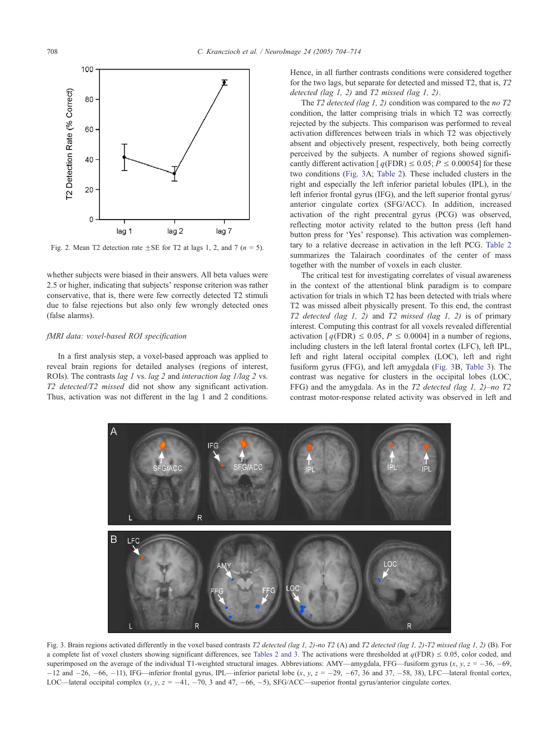Fig. 2. Mean T2 detection rate ±SE for T2 at lags 1, 2, and 7 ($n$ = 5).

whether subjects were biased in their answers. All beta values were 2.5 or higher, indicating that subjects' response criterion was rather conservative, that is, there were few correctly detected T2 stimuli due to false rejections but also only few wrongly detected ones (false alarms).

### fMRI data: voxel-based ROI specification

In a first analysis step, a voxel-based approach was applied to reveal brain regions for detailed analyses (regions of interest, ROIs). The contrasts *lag 1* vs. *lag 2* and *interaction lag 1/lag 2* vs. *T2 detected/T2 missed* did not show any significant activation. Thus, activation was not different in the lag 1 and 2 conditions. Hence, in all further contrasts conditions were considered together for the two lags, but separate for detected and missed T2, that is, *T2 detected (lag 1, 2)* and *T2 missed (lag 1, 2)*.

The *T2 detected (lag 1, 2)* condition was compared to the *no T2* condition, the latter comprising trials in which T2 was correctly rejected by the subjects. This comparison was performed to reveal activation differences between trials in which T2 was objectively absent and objectively present, respectively, both being correctly perceived by the subjects. A number of regions showed significantly different activation [ $q$(FDR) ≤ 0.05; $P$ ≤ 0.00054] for these two conditions (Fig. 3A; Table 2). These included clusters in the right and especially the left inferior parietal lobules (IPL), in the left inferior frontal gyrus (IFG), and the left superior frontal gyrus/anterior cingulate cortex (SFG/ACC). In addition, increased activation of the right precentral gyrus (PCG) was observed, reflecting motor activity related to the button press (left hand button press for 'Yes' response). This activation was complementary to a relative decrease in activation in the left PCG. Table 2 summarizes the Talairach coordinates of the center of mass together with the number of voxels in each cluster.

The critical test for investigating correlates of visual awareness in the context of the attentional blink paradigm is to compare activation for trials in which T2 has been detected with trials where T2 was missed albeit physically present. To this end, the contrast *T2 detected (lag 1, 2)* and *T2 missed (lag 1, 2)* is of primary interest. Computing this contrast for all voxels revealed differential activation [ $q$(FDR) ≤ 0.05, $P$ ≤ 0.0004] in a number of regions, including clusters in the left lateral frontal cortex (LFC), left IPL, left and right lateral occipital complex (LOC), left and right fusiform gyrus (FFG), and left amygdala (Fig. 3B, Table 3). The contrast was negative for clusters in the occipital lobes (LOC, FFG) and the amygdala. As in the *T2 detected (lag 1, 2)–no T2* contrast motor-response related activity was observed in left and

Fig. 3. Brain regions activated differently in the voxel based contrasts *T2 detected (lag 1, 2)-no T2* (A) and *T2 detected (lag 1, 2)-T2 missed (lag 1, 2)* (B). For a complete list of voxel clusters showing significant differences, see Tables 2 and 3. The activations were thresholded at $q$(FDR) ≤ 0.05, color coded, and superimposed on the average of the individual T1-weighted structural images. Abbreviations: AMY—amygdala, FFG—fusiform gyrus ($x$, $y$, $z$ = −36, −69, −12 and −26, −66, −11), IFG—inferior frontal gyrus, IPL—inferior parietal lobe ($x$, $y$, $z$ = −29, −67, 36 and 37, −58, 38), LFC—lateral frontal cortex, LOC—lateral occipital complex ($x$, $y$, $z$ = −41, −70, 3 and 47, −66, −5), SFG/ACC—superior frontal gyrus/anterior cingulate cortex.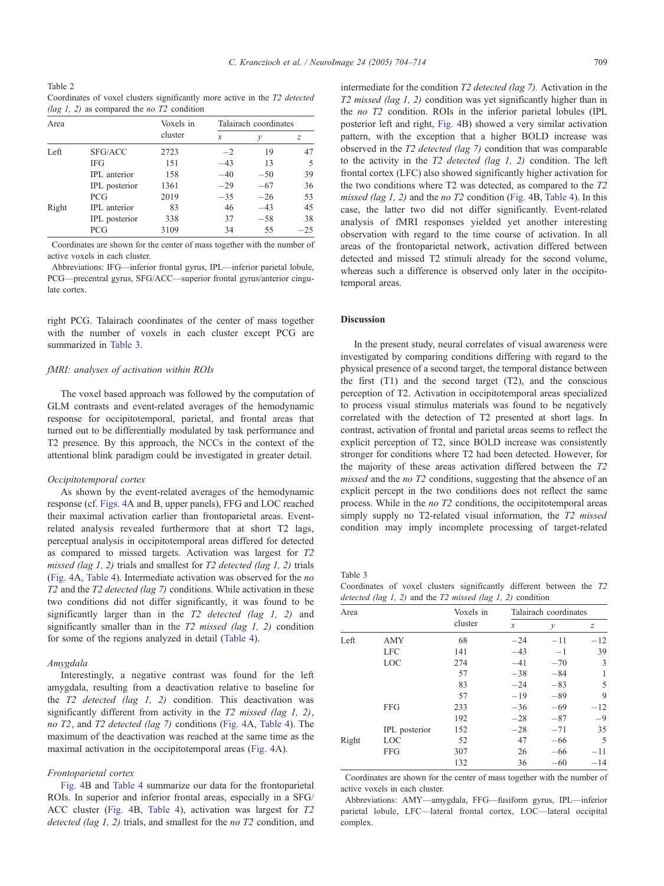Table 2
Coordinates of voxel clusters significantly more active in the *T2 detected (lag 1, 2)* as compared the *no T2* condition

| Area | | Voxels in cluster | Talairach coordinates | | |
|---|---|---|---|---|---|
| | | | *x* | *y* | *z* |
| Left | SFG/ACC | 2723 | −2 | 19 | 47 |
| | IFG | 151 | −43 | 13 | 5 |
| | IPL anterior | 158 | −40 | −50 | 39 |
| | IPL posterior | 1361 | −29 | −67 | 36 |
| | PCG | 2019 | −35 | −26 | 53 |
| Right | IPL anterior | 83 | 46 | −43 | 45 |
| | IPL posterior | 338 | 37 | −58 | 38 |
| | PCG | 3109 | 34 | 55 | −25 |

Coordinates are shown for the center of mass together with the number of active voxels in each cluster.

Abbreviations: IFG—inferior frontal gyrus, IPL—inferior parietal lobule, PCG—precentral gyrus, SFG/ACC—superior frontal gyrus/anterior cingulate cortex.

right PCG. Talairach coordinates of the center of mass together with the number of voxels in each cluster except PCG are summarized in Table 3.

### *fMRI: analyses of activation within ROIs*

The voxel based approach was followed by the computation of GLM contrasts and event-related averages of the hemodynamic response for occipitotemporal, parietal, and frontal areas that turned out to be differentially modulated by task performance and T2 presence. By this approach, the NCCs in the context of the attentional blink paradigm could be investigated in greater detail.

#### *Occipitotemporal cortex*

As shown by the event-related averages of the hemodynamic response (cf. Figs. 4A and B, upper panels), FFG and LOC reached their maximal activation earlier than frontoparietal areas. Event-related analysis revealed furthermore that at short T2 lags, perceptual analysis in occipitotemporal areas differed for detected as compared to missed targets. Activation was largest for *T2 missed (lag 1, 2)* trials and smallest for *T2 detected (lag 1, 2)* trials (Fig. 4A, Table 4). Intermediate activation was observed for the *no T2* and the *T2 detected (lag 7)* conditions. While activation in these two conditions did not differ significantly, it was found to be significantly larger than in the *T2 detected (lag 1, 2)* and significantly smaller than in the *T2 missed (lag 1, 2)* condition for some of the regions analyzed in detail (Table 4).

#### *Amygdala*

Interestingly, a negative contrast was found for the left amygdala, resulting from a deactivation relative to baseline for the *T2 detected (lag 1, 2)* condition. This deactivation was significantly different from activity in the *T2 missed (lag 1, 2)*, *no T2*, and *T2 detected (lag 7)* conditions (Fig. 4A, Table 4). The maximum of the deactivation was reached at the same time as the maximal activation in the occipitotemporal areas (Fig. 4A).

#### *Frontoparietal cortex*

Fig. 4B and Table 4 summarize our data for the frontoparietal ROIs. In superior and inferior frontal areas, especially in a SFG/ACC cluster (Fig. 4B, Table 4), activation was largest for *T2 detected (lag 1, 2)* trials, and smallest for the *no T2* condition, and intermediate for the condition *T2 detected (lag 7)*. Activation in the *T2 missed (lag 1, 2)* condition was yet significantly higher than in the *no T2* condition. ROIs in the inferior parietal lobules (IPL posterior left and right, Fig. 4B) showed a very similar activation pattern, with the exception that a higher BOLD increase was observed in the *T2 detected (lag 7)* condition that was comparable to the activity in the *T2 detected (lag 1, 2)* condition. The left frontal cortex (LFC) also showed significantly higher activation for the two conditions where T2 was detected, as compared to the *T2 missed (lag 1, 2)* and the *no T2* condition (Fig. 4B, Table 4). In this case, the latter two did not differ significantly. Event-related analysis of fMRI responses yielded yet another interesting observation with regard to the time course of activation. In all areas of the frontoparietal network, activation differed between detected and missed T2 stimuli already for the second volume, whereas such a difference is observed only later in the occipitotemporal areas.

## Discussion

In the present study, neural correlates of visual awareness were investigated by comparing conditions differing with regard to the physical presence of a second target, the temporal distance between the first (T1) and the second target (T2), and the conscious perception of T2. Activation in occipitotemporal areas specialized to process visual stimulus materials was found to be negatively correlated with the detection of T2 presented at short lags. In contrast, activation of frontal and parietal areas seems to reflect the explicit perception of T2, since BOLD increase was consistently stronger for conditions where T2 had been detected. However, for the majority of these areas activation differed between the *T2 missed* and the *no T2* conditions, suggesting that the absence of an explicit percept in the two conditions does not reflect the same process. While in the *no T2* conditions, the occipitotemporal areas simply supply no T2-related visual information, the *T2 missed* condition may imply incomplete processing of target-related

Table 3
Coordinates of voxel clusters significantly different between the *T2 detected (lag 1, 2)* and the *T2 missed (lag 1, 2)* condition

| Area | | Voxels in cluster | Talairach coordinates | | |
|---|---|---|---|---|---|
| | | | *x* | *y* | *z* |
| Left | AMY | 68 | −24 | −11 | −12 |
| | LFC | 141 | −43 | −1 | 39 |
| | LOC | 274 | −41 | −70 | 3 |
| | | 57 | −38 | −84 | 1 |
| | | 83 | −24 | −83 | 5 |
| | | 57 | −19 | −89 | 9 |
| | FFG | 233 | −36 | −69 | −12 |
| | | 192 | −28 | −87 | −9 |
| | IPL posterior | 152 | −28 | −71 | 35 |
| Right | LOC | 52 | 47 | −66 | 5 |
| | FFG | 307 | 26 | −66 | −11 |
| | | 132 | 36 | −60 | −14 |

Coordinates are shown for the center of mass together with the number of active voxels in each cluster.

Abbreviations: AMY—amygdala, FFG—fusiform gyrus, IPL—inferior parietal lobule, LFC—lateral frontal cortex, LOC—lateral occipital complex.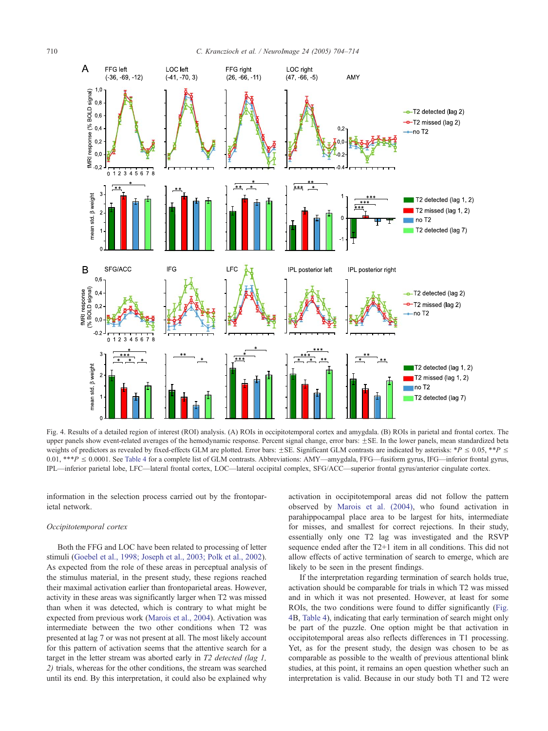Fig. 4. Results of a detailed region of interest (ROI) analysis. (A) ROIs in occipitotemporal cortex and amygdala. (B) ROIs in parietal and frontal cortex. The upper panels show event-related averages of the hemodynamic response. Percent signal change, error bars: ±SE. In the lower panels, mean standardized beta weights of predictors as revealed by fixed-effects GLM are plotted. Error bars: ±SE. Significant GLM contrasts are indicated by asterisks: *$P \leq 0.05$, **$P \leq 0.01$, ***$P \leq 0.0001$. See Table 4 for a complete list of GLM contrasts. Abbreviations: AMY—amygdala, FFG—fusiform gyrus, IFG—inferior frontal gyrus, IPL—inferior parietal lobe, LFC—lateral frontal cortex, LOC—lateral occipital complex, SFG/ACC—superior frontal gyrus/anterior cingulate cortex.

information in the selection process carried out by the frontoparietal network.

### Occipitotemporal cortex

Both the FFG and LOC have been related to processing of letter stimuli (Goebel et al., 1998; Joseph et al., 2003; Polk et al., 2002). As expected from the role of these areas in perceptual analysis of the stimulus material, in the present study, these regions reached their maximal activation earlier than frontoparietal areas. However, activity in these areas was significantly larger when T2 was missed than when it was detected, which is contrary to what might be expected from previous work (Marois et al., 2004). Activation was intermediate between the two other conditions when T2 was presented at lag 7 or was not present at all. The most likely account for this pattern of activation seems that the attentive search for a target in the letter stream was aborted early in *T2 detected (lag 1, 2)* trials, whereas for the other conditions, the stream was searched until its end. By this interpretation, it could also be explained why activation in occipitotemporal areas did not follow the pattern observed by Marois et al. (2004), who found activation in parahippocampal place area to be largest for hits, intermediate for misses, and smallest for correct rejections. In their study, essentially only one T2 lag was investigated and the RSVP sequence ended after the T2+1 item in all conditions. This did not allow effects of active termination of search to emerge, which are likely to be seen in the present findings.

If the interpretation regarding termination of search holds true, activation should be comparable for trials in which T2 was missed and in which it was not presented. However, at least for some ROIs, the two conditions were found to differ significantly (Fig. 4B, Table 4), indicating that early termination of search might only be part of the puzzle. One option might be that activation in occipitotemporal areas also reflects differences in T1 processing. Yet, as for the present study, the design was chosen to be as comparable as possible to the wealth of previous attentional blink studies, at this point, it remains an open question whether such an interpretation is valid. Because in our study both T1 and T2 were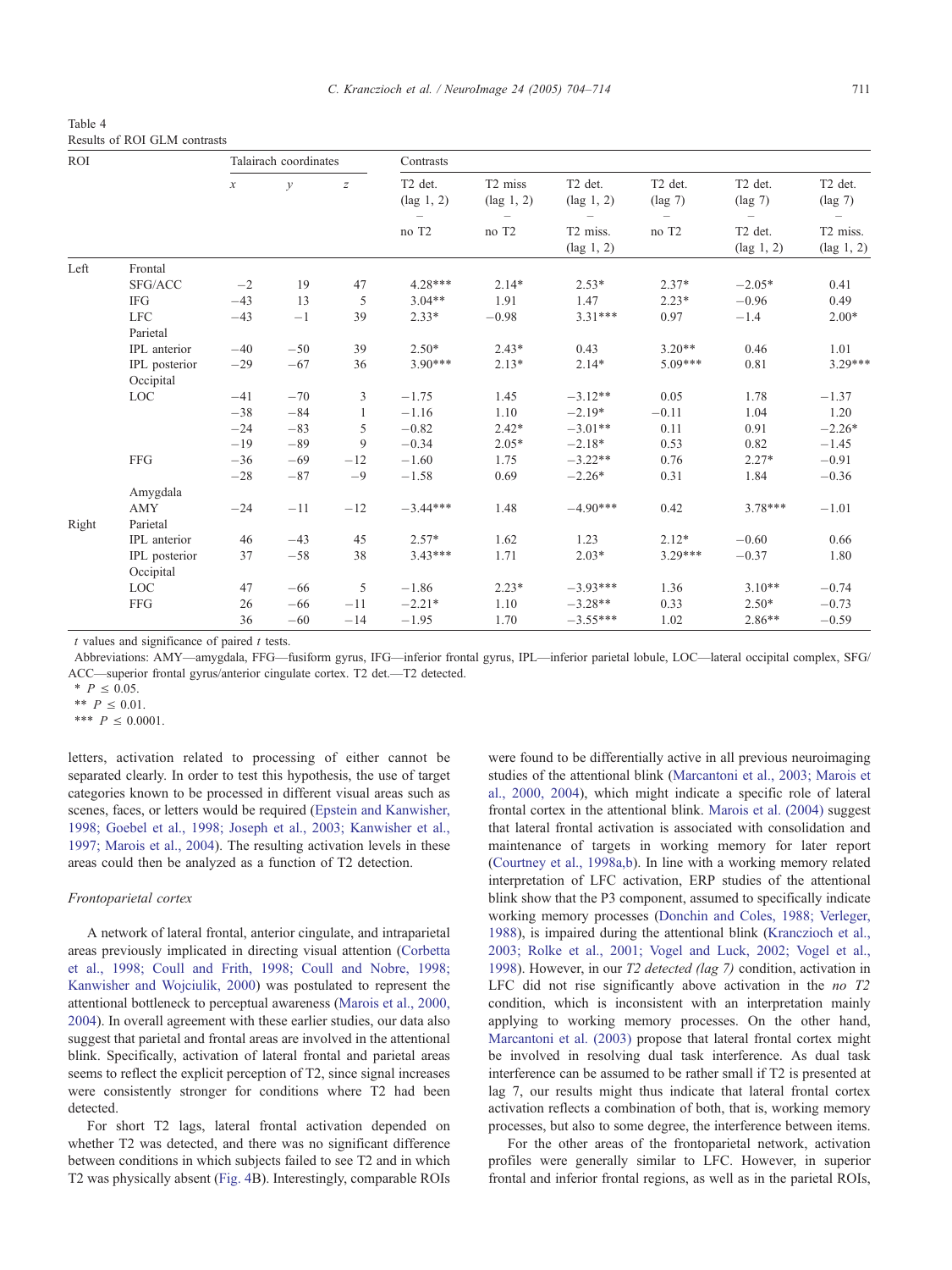Table 4
Results of ROI GLM contrasts

| ROI | | Talairach coordinates | | | Contrasts | | | | | |
|---|---|---|---|---|---|---|---|---|---|---|
| | | x | y | z | T2 det. (lag 1, 2) – no T2 | T2 miss (lag 1, 2) – no T2 | T2 det. (lag 1, 2) – T2 miss. (lag 1, 2) | T2 det. (lag 7) – no T2 | T2 det. (lag 7) – T2 det. (lag 1, 2) | T2 det. (lag 7) – T2 miss. (lag 1, 2) |
| Left | Frontal | | | | | | | | | |
| | SFG/ACC | −2 | 19 | 47 | 4.28*** | 2.14* | 2.53* | 2.37* | −2.05* | 0.41 |
| | IFG | −43 | 13 | 5 | 3.04** | 1.91 | 1.47 | 2.23* | −0.96 | 0.49 |
| | LFC | −43 | −1 | 39 | 2.33* | −0.98 | 3.31*** | 0.97 | −1.4 | 2.00* |
| | Parietal | | | | | | | | | |
| | IPL anterior | −40 | −50 | 39 | 2.50* | 2.43* | 0.43 | 3.20** | 0.46 | 1.01 |
| | IPL posterior | −29 | −67 | 36 | 3.90*** | 2.13* | 2.14* | 5.09*** | 0.81 | 3.29*** |
| | Occipital | | | | | | | | | |
| | LOC | −41 | −70 | 3 | −1.75 | 1.45 | −3.12** | 0.05 | 1.78 | −1.37 |
| | | −38 | −84 | 1 | −1.16 | 1.10 | −2.19* | −0.11 | 1.04 | 1.20 |
| | | −24 | −83 | 5 | −0.82 | 2.42* | −3.01** | 0.11 | 0.91 | −2.26* |
| | | −19 | −89 | 9 | −0.34 | 2.05* | −2.18* | 0.53 | 0.82 | −1.45 |
| | FFG | −36 | −69 | −12 | −1.60 | 1.75 | −3.22** | 0.76 | 2.27* | −0.91 |
| | | −28 | −87 | −9 | −1.58 | 0.69 | −2.26* | 0.31 | 1.84 | −0.36 |
| | Amygdala | | | | | | | | | |
| | AMY | −24 | −11 | −12 | −3.44*** | 1.48 | −4.90*** | 0.42 | 3.78*** | −1.01 |
| Right | Parietal | | | | | | | | | |
| | IPL anterior | 46 | −43 | 45 | 2.57* | 1.62 | 1.23 | 2.12* | −0.60 | 0.66 |
| | IPL posterior | 37 | −58 | 38 | 3.43*** | 1.71 | 2.03* | 3.29*** | −0.37 | 1.80 |
| | Occipital | | | | | | | | | |
| | LOC | 47 | −66 | 5 | −1.86 | 2.23* | −3.93*** | 1.36 | 3.10** | −0.74 |
| | FFG | 26 | −66 | −11 | −2.21* | 1.10 | −3.28** | 0.33 | 2.50* | −0.73 |
| | | 36 | −60 | −14 | −1.95 | 1.70 | −3.55*** | 1.02 | 2.86** | −0.59 |

$t$ values and significance of paired $t$ tests.

Abbreviations: AMY—amygdala, FFG—fusiform gyrus, IFG—inferior frontal gyrus, IPL—inferior parietal lobule, LOC—lateral occipital complex, SFG/ACC—superior frontal gyrus/anterior cingulate cortex. T2 det.—T2 detected.

\* $P \leq 0.05$.

\*\* $P \leq 0.01$.

\*\*\* $P \leq 0.0001$.

letters, activation related to processing of either cannot be separated clearly. In order to test this hypothesis, the use of target categories known to be processed in different visual areas such as scenes, faces, or letters would be required (Epstein and Kanwisher, 1998; Goebel et al., 1998; Joseph et al., 2003; Kanwisher et al., 1997; Marois et al., 2004). The resulting activation levels in these areas could then be analyzed as a function of T2 detection.

### Frontoparietal cortex

A network of lateral frontal, anterior cingulate, and intraparietal areas previously implicated in directing visual attention (Corbetta et al., 1998; Coull and Frith, 1998; Coull and Nobre, 1998; Kanwisher and Wojciulik, 2000) was postulated to represent the attentional bottleneck to perceptual awareness (Marois et al., 2000, 2004). In overall agreement with these earlier studies, our data also suggest that parietal and frontal areas are involved in the attentional blink. Specifically, activation of lateral frontal and parietal areas seems to reflect the explicit perception of T2, since signal increases were consistently stronger for conditions where T2 had been detected.

For short T2 lags, lateral frontal activation depended on whether T2 was detected, and there was no significant difference between conditions in which subjects failed to see T2 and in which T2 was physically absent (Fig. 4B). Interestingly, comparable ROIs were found to be differentially active in all previous neuroimaging studies of the attentional blink (Marcantoni et al., 2003; Marois et al., 2000, 2004), which might indicate a specific role of lateral frontal cortex in the attentional blink. Marois et al. (2004) suggest that lateral frontal activation is associated with consolidation and maintenance of targets in working memory for later report (Courtney et al., 1998a,b). In line with a working memory related interpretation of LFC activation, ERP studies of the attentional blink show that the P3 component, assumed to specifically indicate working memory processes (Donchin and Coles, 1988; Verleger, 1988), is impaired during the attentional blink (Kranczioch et al., 2003; Rolke et al., 2001; Vogel and Luck, 2002; Vogel et al., 1998). However, in our *T2 detected (lag 7)* condition, activation in LFC did not rise significantly above activation in the *no T2* condition, which is inconsistent with an interpretation mainly applying to working memory processes. On the other hand, Marcantoni et al. (2003) propose that lateral frontal cortex might be involved in resolving dual task interference. As dual task interference can be assumed to be rather small if T2 is presented at lag 7, our results might thus indicate that lateral frontal cortex activation reflects a combination of both, that is, working memory processes, but also to some degree, the interference between items.

For the other areas of the frontoparietal network, activation profiles were generally similar to LFC. However, in superior frontal and inferior frontal regions, as well as in the parietal ROIs,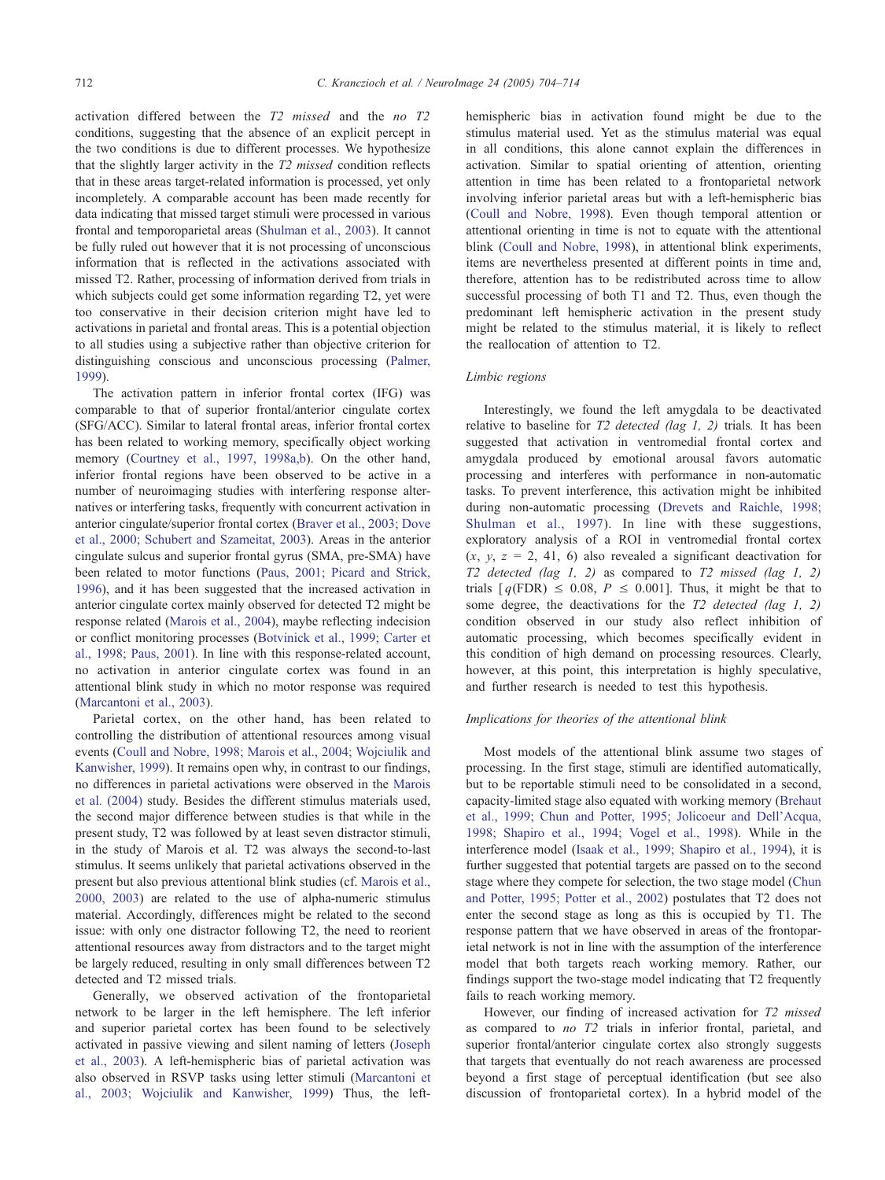activation differed between the *T2 missed* and the *no T2* conditions, suggesting that the absence of an explicit percept in the two conditions is due to different processes. We hypothesize that the slightly larger activity in the *T2 missed* condition reflects that in these areas target-related information is processed, yet only incompletely. A comparable account has been made recently for data indicating that missed target stimuli were processed in various frontal and temporoparietal areas (Shulman et al., 2003). It cannot be fully ruled out however that it is not processing of unconscious information that is reflected in the activations associated with missed T2. Rather, processing of information derived from trials in which subjects could get some information regarding T2, yet were too conservative in their decision criterion might have led to activations in parietal and frontal areas. This is a potential objection to all studies using a subjective rather than objective criterion for distinguishing conscious and unconscious processing (Palmer, 1999).

The activation pattern in inferior frontal cortex (IFG) was comparable to that of superior frontal/anterior cingulate cortex (SFG/ACC). Similar to lateral frontal areas, inferior frontal cortex has been related to working memory, specifically object working memory (Courtney et al., 1997, 1998a,b). On the other hand, inferior frontal regions have been observed to be active in a number of neuroimaging studies with interfering response alternatives or interfering tasks, frequently with concurrent activation in anterior cingulate/superior frontal cortex (Braver et al., 2003; Dove et al., 2000; Schubert and Szameitat, 2003). Areas in the anterior cingulate sulcus and superior frontal gyrus (SMA, pre-SMA) have been related to motor functions (Paus, 2001; Picard and Strick, 1996), and it has been suggested that the increased activation in anterior cingulate cortex mainly observed for detected T2 might be response related (Marois et al., 2004), maybe reflecting indecision or conflict monitoring processes (Botvinick et al., 1999; Carter et al., 1998; Paus, 2001). In line with this response-related account, no activation in anterior cingulate cortex was found in an attentional blink study in which no motor response was required (Marcantoni et al., 2003).

Parietal cortex, on the other hand, has been related to controlling the distribution of attentional resources among visual events (Coull and Nobre, 1998; Marois et al., 2004; Wojciulik and Kanwisher, 1999). It remains open why, in contrast to our findings, no differences in parietal activations were observed in the Marois et al. (2004) study. Besides the different stimulus materials used, the second major difference between studies is that while in the present study, T2 was followed by at least seven distractor stimuli, in the study of Marois et al. T2 was always the second-to-last stimulus. It seems unlikely that parietal activations observed in the present but also previous attentional blink studies (cf. Marois et al., 2000, 2003) are related to the use of alpha-numeric stimulus material. Accordingly, differences might be related to the second issue: with only one distractor following T2, the need to reorient attentional resources away from distractors and to the target might be largely reduced, resulting in only small differences between T2 detected and T2 missed trials.

Generally, we observed activation of the frontoparietal network to be larger in the left hemisphere. The left inferior and superior parietal cortex has been found to be selectively activated in passive viewing and silent naming of letters (Joseph et al., 2003). A left-hemispheric bias of parietal activation was also observed in RSVP tasks using letter stimuli (Marcantoni et al., 2003; Wojciulik and Kanwisher, 1999) Thus, the left-hemispheric bias in activation found might be due to the stimulus material used. Yet as the stimulus material was equal in all conditions, this alone cannot explain the differences in activation. Similar to spatial orienting of attention, orienting attention in time has been related to a frontoparietal network involving inferior parietal areas but with a left-hemispheric bias (Coull and Nobre, 1998). Even though temporal attention or attentional orienting in time is not to equate with the attentional blink (Coull and Nobre, 1998), in attentional blink experiments, items are nevertheless presented at different points in time and, therefore, attention has to be redistributed across time to allow successful processing of both T1 and T2. Thus, even though the predominant left hemispheric activation in the present study might be related to the stimulus material, it is likely to reflect the reallocation of attention to T2.

### Limbic regions

Interestingly, we found the left amygdala to be deactivated relative to baseline for *T2 detected (lag 1, 2)* trials. It has been suggested that activation in ventromedial frontal cortex and amygdala produced by emotional arousal favors automatic processing and interferes with performance in non-automatic tasks. To prevent interference, this activation might be inhibited during non-automatic processing (Drevets and Raichle, 1998; Shulman et al., 1997). In line with these suggestions, exploratory analysis of a ROI in ventromedial frontal cortex ($x$, $y$, $z$ = 2, 41, 6) also revealed a significant deactivation for *T2 detected (lag 1, 2)* as compared to *T2 missed (lag 1, 2)* trials [$q(\text{FDR}) \leq 0.08$, $P \leq 0.001$]. Thus, it might be that to some degree, the deactivations for the *T2 detected (lag 1, 2)* condition observed in our study also reflect inhibition of automatic processing, which becomes specifically evident in this condition of high demand on processing resources. Clearly, however, at this point, this interpretation is highly speculative, and further research is needed to test this hypothesis.

### Implications for theories of the attentional blink

Most models of the attentional blink assume two stages of processing. In the first stage, stimuli are identified automatically, but to be reportable stimuli need to be consolidated in a second, capacity-limited stage also equated with working memory (Brehaut et al., 1999; Chun and Potter, 1995; Jolicoeur and Dell'Acqua, 1998; Shapiro et al., 1994; Vogel et al., 1998). While in the interference model (Isaak et al., 1999; Shapiro et al., 1994), it is further suggested that potential targets are passed on to the second stage where they compete for selection, the two stage model (Chun and Potter, 1995; Potter et al., 2002) postulates that T2 does not enter the second stage as long as this is occupied by T1. The response pattern that we have observed in areas of the frontoparietal network is not in line with the assumption of the interference model that both targets reach working memory. Rather, our findings support the two-stage model indicating that T2 frequently fails to reach working memory.

However, our finding of increased activation for *T2 missed* as compared to *no T2* trials in inferior frontal, parietal, and superior frontal/anterior cingulate cortex also strongly suggests that targets that eventually do not reach awareness are processed beyond a first stage of perceptual identification (but see also discussion of frontoparietal cortex). In a hybrid model of the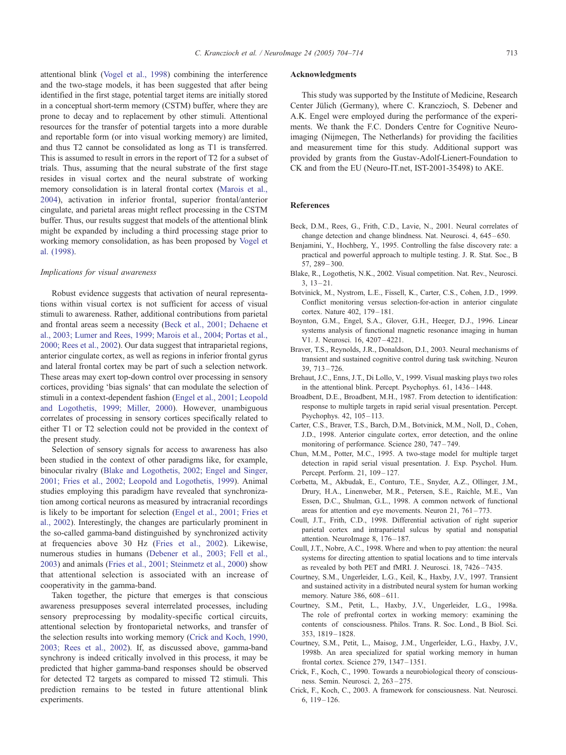attentional blink (Vogel et al., 1998) combining the interference and the two-stage models, it has been suggested that after being identified in the first stage, potential target items are initially stored in a conceptual short-term memory (CSTM) buffer, where they are prone to decay and to replacement by other stimuli. Attentional resources for the transfer of potential targets into a more durable and reportable form (or into visual working memory) are limited, and thus T2 cannot be consolidated as long as T1 is transferred. This is assumed to result in errors in the report of T2 for a subset of trials. Thus, assuming that the neural substrate of the first stage resides in visual cortex and the neural substrate of working memory consolidation is in lateral frontal cortex (Marois et al., 2004), activation in inferior frontal, superior frontal/anterior cingulate, and parietal areas might reflect processing in the CSTM buffer. Thus, our results suggest that models of the attentional blink might be expanded by including a third processing stage prior to working memory consolidation, as has been proposed by Vogel et al. (1998).

*Implications for visual awareness*

Robust evidence suggests that activation of neural representations within visual cortex is not sufficient for access of visual stimuli to awareness. Rather, additional contributions from parietal and frontal areas seem a necessity (Beck et al., 2001; Dehaene et al., 2003; Lumer and Rees, 1999; Marois et al., 2004; Portas et al., 2000; Rees et al., 2002). Our data suggest that intraparietal regions, anterior cingulate cortex, as well as regions in inferior frontal gyrus and lateral frontal cortex may be part of such a selection network. These areas may exert top-down control over processing in sensory cortices, providing 'bias signals' that can modulate the selection of stimuli in a context-dependent fashion (Engel et al., 2001; Leopold and Logothetis, 1999; Miller, 2000). However, unambiguous correlates of processing in sensory cortices specifically related to either T1 or T2 selection could not be provided in the context of the present study.

Selection of sensory signals for access to awareness has also been studied in the context of other paradigms like, for example, binocular rivalry (Blake and Logothetis, 2002; Engel and Singer, 2001; Fries et al., 2002; Leopold and Logothetis, 1999). Animal studies employing this paradigm have revealed that synchronization among cortical neurons as measured by intracranial recordings is likely to be important for selection (Engel et al., 2001; Fries et al., 2002). Interestingly, the changes are particularly prominent in the so-called gamma-band distinguished by synchronized activity at frequencies above 30 Hz (Fries et al., 2002). Likewise, numerous studies in humans (Debener et al., 2003; Fell et al., 2003) and animals (Fries et al., 2001; Steinmetz et al., 2000) show that attentional selection is associated with an increase of cooperativity in the gamma-band.

Taken together, the picture that emerges is that conscious awareness presupposes several interrelated processes, including sensory preprocessing by modality-specific cortical circuits, attentional selection by frontoparietal networks, and transfer of the selection results into working memory (Crick and Koch, 1990, 2003; Rees et al., 2002). If, as discussed above, gamma-band synchrony is indeed critically involved in this process, it may be predicted that higher gamma-band responses should be observed for detected T2 targets as compared to missed T2 stimuli. This prediction remains to be tested in future attentional blink experiments.

## Acknowledgments

This study was supported by the Institute of Medicine, Research Center Jülich (Germany), where C. Kranczioch, S. Debener and A.K. Engel were employed during the performance of the experiments. We thank the F.C. Donders Centre for Cognitive Neuroimaging (Nijmegen, The Netherlands) for providing the facilities and measurement time for this study. Additional support was provided by grants from the Gustav-Adolf-Lienert-Foundation to CK and from the EU (Neuro-IT.net, IST-2001-35498) to AKE.

## References

Beck, D.M., Rees, G., Frith, C.D., Lavie, N., 2001. Neural correlates of change detection and change blindness. Nat. Neurosci. 4, 645–650.

Benjamini, Y., Hochberg, Y., 1995. Controlling the false discovery rate: a practical and powerful approach to multiple testing. J. R. Stat. Soc., B 57, 289–300.

Blake, R., Logothetis, N.K., 2002. Visual competition. Nat. Rev., Neurosci. 3, 13–21.

Botvinick, M., Nystrom, L.E., Fissell, K., Carter, C.S., Cohen, J.D., 1999. Conflict monitoring versus selection-for-action in anterior cingulate cortex. Nature 402, 179–181.

Boynton, G.M., Engel, S.A., Glover, G.H., Heeger, D.J., 1996. Linear systems analysis of functional magnetic resonance imaging in human V1. J. Neurosci. 16, 4207–4221.

Braver, T.S., Reynolds, J.R., Donaldson, D.I., 2003. Neural mechanisms of transient and sustained cognitive control during task switching. Neuron 39, 713–726.

Brehaut, J.C., Enns, J.T., Di Lollo, V., 1999. Visual masking plays two roles in the attentional blink. Percept. Psychophys. 61, 1436–1448.

Broadbent, D.E., Broadbent, M.H., 1987. From detection to identification: response to multiple targets in rapid serial visual presentation. Percept. Psychophys. 42, 105–113.

Carter, C.S., Braver, T.S., Barch, D.M., Botvinick, M.M., Noll, D., Cohen, J.D., 1998. Anterior cingulate cortex, error detection, and the online monitoring of performance. Science 280, 747–749.

Chun, M.M., Potter, M.C., 1995. A two-stage model for multiple target detection in rapid serial visual presentation. J. Exp. Psychol. Hum. Percept. Perform. 21, 109–127.

Corbetta, M., Akbudak, E., Conturo, T.E., Snyder, A.Z., Ollinger, J.M., Drury, H.A., Linenweber, M.R., Petersen, S.E., Raichle, M.E., Van Essen, D.C., Shulman, G.L., 1998. A common network of functional areas for attention and eye movements. Neuron 21, 761–773.

Coull, J.T., Frith, C.D., 1998. Differential activation of right superior parietal cortex and intraparietal sulcus by spatial and nonspatial attention. NeuroImage 8, 176–187.

Coull, J.T., Nobre, A.C., 1998. Where and when to pay attention: the neural systems for directing attention to spatial locations and to time intervals as revealed by both PET and fMRI. J. Neurosci. 18, 7426–7435.

Courtney, S.M., Ungerleider, L.G., Keil, K., Haxby, J.V., 1997. Transient and sustained activity in a distributed neural system for human working memory. Nature 386, 608–611.

Courtney, S.M., Petit, L., Haxby, J.V., Ungerleider, L.G., 1998a. The role of prefrontal cortex in working memory: examining the contents of consciousness. Philos. Trans. R. Soc. Lond., B Biol. Sci. 353, 1819–1828.

Courtney, S.M., Petit, L., Maisog, J.M., Ungerleider, L.G., Haxby, J.V., 1998b. An area specialized for spatial working memory in human frontal cortex. Science 279, 1347–1351.

Crick, F., Koch, C., 1990. Towards a neurobiological theory of consciousness. Semin. Neurosci. 2, 263–275.

Crick, F., Koch, C., 2003. A framework for consciousness. Nat. Neurosci. 6, 119–126.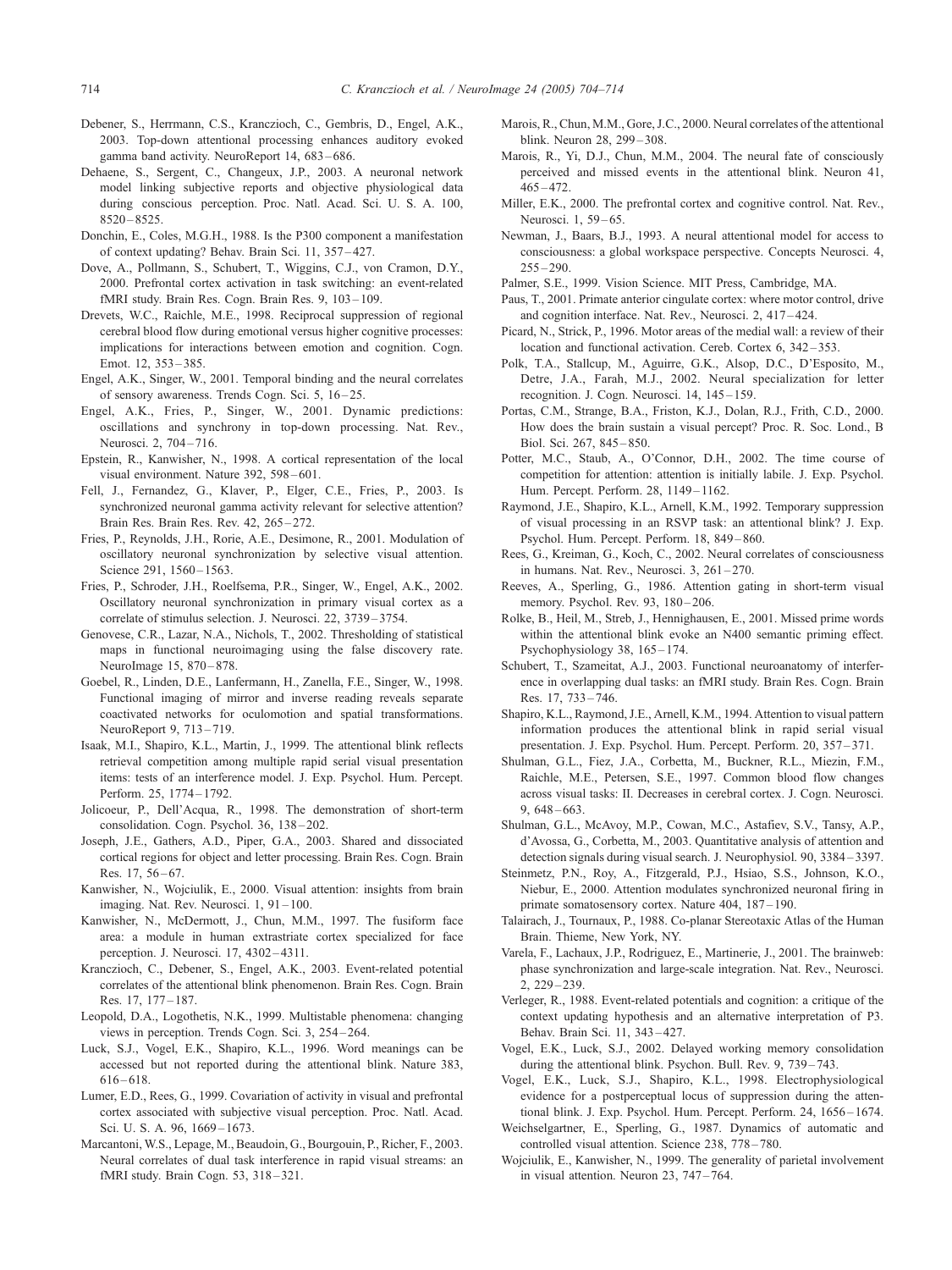Debener, S., Herrmann, C.S., Kranczioch, C., Gembris, D., Engel, A.K., 2003. Top-down attentional processing enhances auditory evoked gamma band activity. NeuroReport 14, 683–686.

Dehaene, S., Sergent, C., Changeux, J.P., 2003. A neuronal network model linking subjective reports and objective physiological data during conscious perception. Proc. Natl. Acad. Sci. U. S. A. 100, 8520–8525.

Donchin, E., Coles, M.G.H., 1988. Is the P300 component a manifestation of context updating? Behav. Brain Sci. 11, 357–427.

Dove, A., Pollmann, S., Schubert, T., Wiggins, C.J., von Cramon, D.Y., 2000. Prefrontal cortex activation in task switching: an event-related fMRI study. Brain Res. Cogn. Brain Res. 9, 103–109.

Drevets, W.C., Raichle, M.E., 1998. Reciprocal suppression of regional cerebral blood flow during emotional versus higher cognitive processes: implications for interactions between emotion and cognition. Cogn. Emot. 12, 353–385.

Engel, A.K., Singer, W., 2001. Temporal binding and the neural correlates of sensory awareness. Trends Cogn. Sci. 5, 16–25.

Engel, A.K., Fries, P., Singer, W., 2001. Dynamic predictions: oscillations and synchrony in top-down processing. Nat. Rev., Neurosci. 2, 704–716.

Epstein, R., Kanwisher, N., 1998. A cortical representation of the local visual environment. Nature 392, 598–601.

Fell, J., Fernandez, G., Klaver, P., Elger, C.E., Fries, P., 2003. Is synchronized neuronal gamma activity relevant for selective attention? Brain Res. Brain Res. Rev. 42, 265–272.

Fries, P., Reynolds, J.H., Rorie, A.E., Desimone, R., 2001. Modulation of oscillatory neuronal synchronization by selective visual attention. Science 291, 1560–1563.

Fries, P., Schroder, J.H., Roelfsema, P.R., Singer, W., Engel, A.K., 2002. Oscillatory neuronal synchronization in primary visual cortex as a correlate of stimulus selection. J. Neurosci. 22, 3739–3754.

Genovese, C.R., Lazar, N.A., Nichols, T., 2002. Thresholding of statistical maps in functional neuroimaging using the false discovery rate. NeuroImage 15, 870–878.

Goebel, R., Linden, D.E., Lanfermann, H., Zanella, F.E., Singer, W., 1998. Functional imaging of mirror and inverse reading reveals separate coactivated networks for oculomotion and spatial transformations. NeuroReport 9, 713–719.

Isaak, M.I., Shapiro, K.L., Martin, J., 1999. The attentional blink reflects retrieval competition among multiple rapid serial visual presentation items: tests of an interference model. J. Exp. Psychol. Hum. Percept. Perform. 25, 1774–1792.

Jolicoeur, P., Dell'Acqua, R., 1998. The demonstration of short-term consolidation. Cogn. Psychol. 36, 138–202.

Joseph, J.E., Gathers, A.D., Piper, G.A., 2003. Shared and dissociated cortical regions for object and letter processing. Brain Res. Cogn. Brain Res. 17, 56–67.

Kanwisher, N., Wojciulik, E., 2000. Visual attention: insights from brain imaging. Nat. Rev. Neurosci. 1, 91–100.

Kanwisher, N., McDermott, J., Chun, M.M., 1997. The fusiform face area: a module in human extrastriate cortex specialized for face perception. J. Neurosci. 17, 4302–4311.

Kranczioch, C., Debener, S., Engel, A.K., 2003. Event-related potential correlates of the attentional blink phenomenon. Brain Res. Cogn. Brain Res. 17, 177–187.

Leopold, D.A., Logothetis, N.K., 1999. Multistable phenomena: changing views in perception. Trends Cogn. Sci. 3, 254–264.

Luck, S.J., Vogel, E.K., Shapiro, K.L., 1996. Word meanings can be accessed but not reported during the attentional blink. Nature 383, 616–618.

Lumer, E.D., Rees, G., 1999. Covariation of activity in visual and prefrontal cortex associated with subjective visual perception. Proc. Natl. Acad. Sci. U. S. A. 96, 1669–1673.

Marcantoni, W.S., Lepage, M., Beaudoin, G., Bourgouin, P., Richer, F., 2003. Neural correlates of dual task interference in rapid visual streams: an fMRI study. Brain Cogn. 53, 318–321.

Marois, R., Chun, M.M., Gore, J.C., 2000. Neural correlates of the attentional blink. Neuron 28, 299–308.

Marois, R., Yi, D.J., Chun, M.M., 2004. The neural fate of consciously perceived and missed events in the attentional blink. Neuron 41, 465–472.

Miller, E.K., 2000. The prefrontal cortex and cognitive control. Nat. Rev., Neurosci. 1, 59–65.

Newman, J., Baars, B.J., 1993. A neural attentional model for access to consciousness: a global workspace perspective. Concepts Neurosci. 4, 255–290.

Palmer, S.E., 1999. Vision Science. MIT Press, Cambridge, MA.

Paus, T., 2001. Primate anterior cingulate cortex: where motor control, drive and cognition interface. Nat. Rev., Neurosci. 2, 417–424.

Picard, N., Strick, P., 1996. Motor areas of the medial wall: a review of their location and functional activation. Cereb. Cortex 6, 342–353.

Polk, T.A., Stallcup, M., Aguirre, G.K., Alsop, D.C., D'Esposito, M., Detre, J.A., Farah, M.J., 2002. Neural specialization for letter recognition. J. Cogn. Neurosci. 14, 145–159.

Portas, C.M., Strange, B.A., Friston, K.J., Dolan, R.J., Frith, C.D., 2000. How does the brain sustain a visual percept? Proc. R. Soc. Lond., B Biol. Sci. 267, 845–850.

Potter, M.C., Staub, A., O'Connor, D.H., 2002. The time course of competition for attention: attention is initially labile. J. Exp. Psychol. Hum. Percept. Perform. 28, 1149–1162.

Raymond, J.E., Shapiro, K.L., Arnell, K.M., 1992. Temporary suppression of visual processing in an RSVP task: an attentional blink? J. Exp. Psychol. Hum. Percept. Perform. 18, 849–860.

Rees, G., Kreiman, G., Koch, C., 2002. Neural correlates of consciousness in humans. Nat. Rev., Neurosci. 3, 261–270.

Reeves, A., Sperling, G., 1986. Attention gating in short-term visual memory. Psychol. Rev. 93, 180–206.

Rolke, B., Heil, M., Streb, J., Hennighausen, E., 2001. Missed prime words within the attentional blink evoke an N400 semantic priming effect. Psychophysiology 38, 165–174.

Schubert, T., Szameitat, A.J., 2003. Functional neuroanatomy of interference in overlapping dual tasks: an fMRI study. Brain Res. Cogn. Brain Res. 17, 733–746.

Shapiro, K.L., Raymond, J.E., Arnell, K.M., 1994. Attention to visual pattern information produces the attentional blink in rapid serial visual presentation. J. Exp. Psychol. Hum. Percept. Perform. 20, 357–371.

Shulman, G.L., Fiez, J.A., Corbetta, M., Buckner, R.L., Miezin, F.M., Raichle, M.E., Petersen, S.E., 1997. Common blood flow changes across visual tasks: II. Decreases in cerebral cortex. J. Cogn. Neurosci. 9, 648–663.

Shulman, G.L., McAvoy, M.P., Cowan, M.C., Astafiev, S.V., Tansy, A.P., d'Avossa, G., Corbetta, M., 2003. Quantitative analysis of attention and detection signals during visual search. J. Neurophysiol. 90, 3384–3397.

Steinmetz, P.N., Roy, A., Fitzgerald, P.J., Hsiao, S.S., Johnson, K.O., Niebur, E., 2000. Attention modulates synchronized neuronal firing in primate somatosensory cortex. Nature 404, 187–190.

Talairach, J., Tournaux, P., 1988. Co-planar Stereotaxic Atlas of the Human Brain. Thieme, New York, NY.

Varela, F., Lachaux, J.P., Rodriguez, E., Martinerie, J., 2001. The brainweb: phase synchronization and large-scale integration. Nat. Rev., Neurosci. 2, 229–239.

Verleger, R., 1988. Event-related potentials and cognition: a critique of the context updating hypothesis and an alternative interpretation of P3. Behav. Brain Sci. 11, 343–427.

Vogel, E.K., Luck, S.J., 2002. Delayed working memory consolidation during the attentional blink. Psychon. Bull. Rev. 9, 739–743.

Vogel, E.K., Luck, S.J., Shapiro, K.L., 1998. Electrophysiological evidence for a postperceptual locus of suppression during the attentional blink. J. Exp. Psychol. Hum. Percept. Perform. 24, 1656–1674.

Weichselgartner, E., Sperling, G., 1987. Dynamics of automatic and controlled visual attention. Science 238, 778–780.

Wojciulik, E., Kanwisher, N., 1999. The generality of parietal involvement in visual attention. Neuron 23, 747–764.